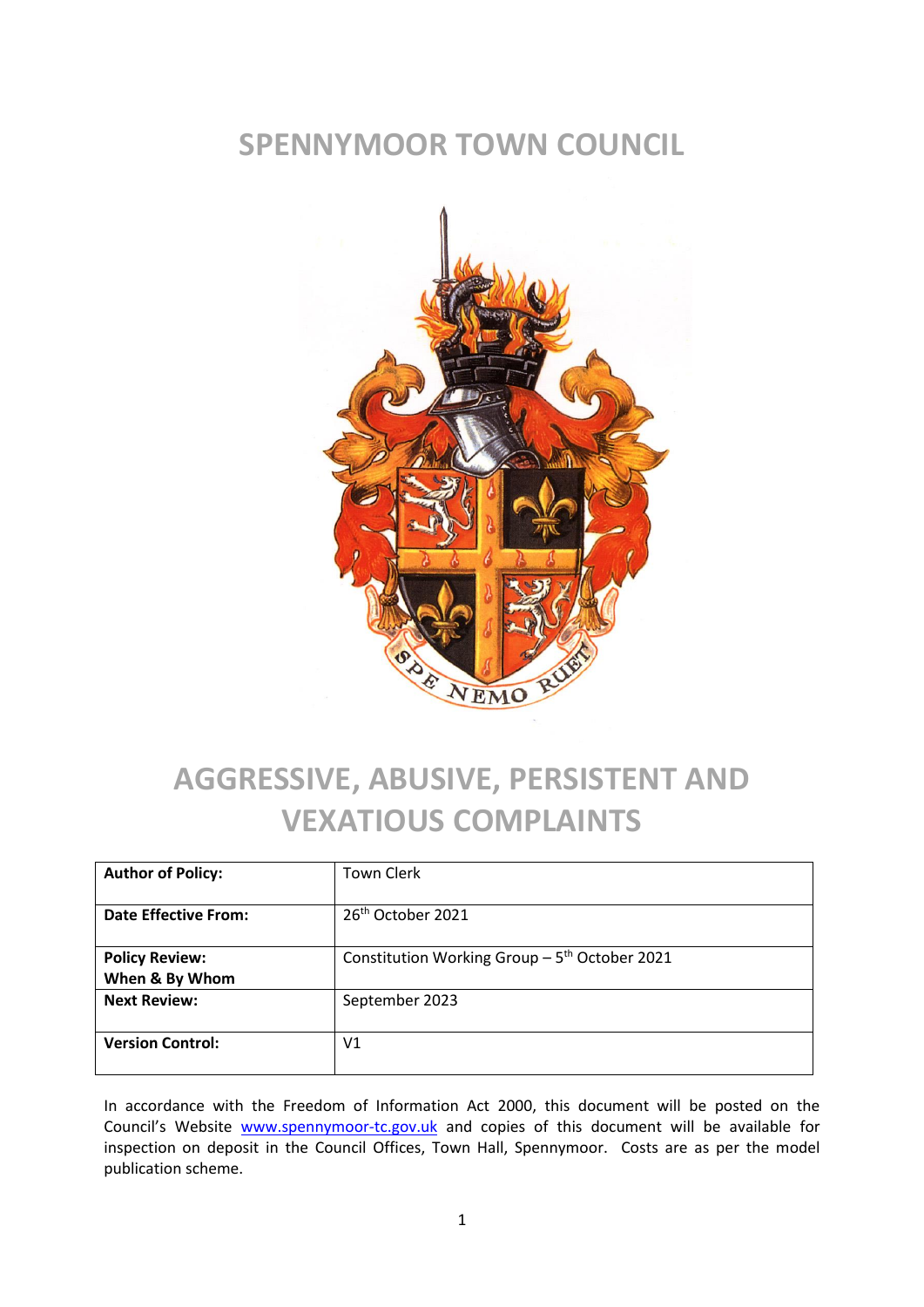# SPENNYMOOR TOWN COUNCIL

# AGGRESSIVE, ABUSIVE, PERSISTENT AND VEXATIOUS COMPLAINTS

| **Author of Policy:** | Town Clerk |
|---|---|
| **Date Effective From:** | 26th October 2021 |
| **Policy Review: When & By Whom** | Constitution Working Group – 5th October 2021 |
| **Next Review:** | September 2023 |
| **Version Control:** | V1 |

In accordance with the Freedom of Information Act 2000, this document will be posted on the Council's Website [www.spennymoor-tc.gov.uk](http://www.spennymoor-tc.gov.uk) and copies of this document will be available for inspection on deposit in the Council Offices, Town Hall, Spennymoor. Costs are as per the model publication scheme.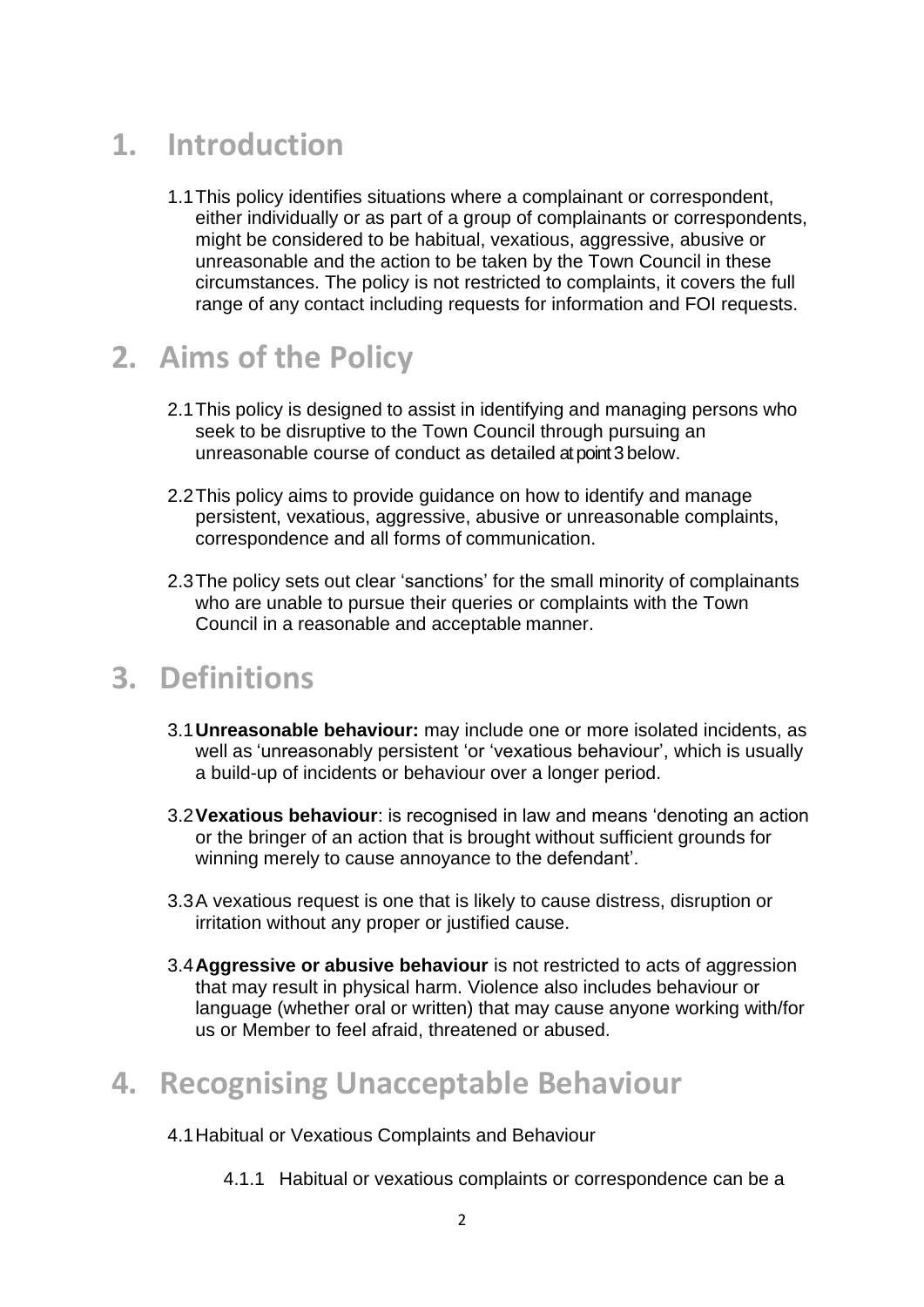# 1. Introduction

1.1 This policy identifies situations where a complainant or correspondent, either individually or as part of a group of complainants or correspondents, might be considered to be habitual, vexatious, aggressive, abusive or unreasonable and the action to be taken by the Town Council in these circumstances. The policy is not restricted to complaints, it covers the full range of any contact including requests for information and FOI requests.

# 2. Aims of the Policy

2.1 This policy is designed to assist in identifying and managing persons who seek to be disruptive to the Town Council through pursuing an unreasonable course of conduct as detailed at point 3 below.

2.2 This policy aims to provide guidance on how to identify and manage persistent, vexatious, aggressive, abusive or unreasonable complaints, correspondence and all forms of communication.

2.3 The policy sets out clear 'sanctions' for the small minority of complainants who are unable to pursue their queries or complaints with the Town Council in a reasonable and acceptable manner.

# 3. Definitions

3.1 **Unreasonable behaviour:** may include one or more isolated incidents, as well as 'unreasonably persistent 'or 'vexatious behaviour', which is usually a build-up of incidents or behaviour over a longer period.

3.2 **Vexatious behaviour**: is recognised in law and means 'denoting an action or the bringer of an action that is brought without sufficient grounds for winning merely to cause annoyance to the defendant'.

3.3 A vexatious request is one that is likely to cause distress, disruption or irritation without any proper or justified cause.

3.4 **Aggressive or abusive behaviour** is not restricted to acts of aggression that may result in physical harm. Violence also includes behaviour or language (whether oral or written) that may cause anyone working with/for us or Member to feel afraid, threatened or abused.

# 4. Recognising Unacceptable Behaviour

4.1 Habitual or Vexatious Complaints and Behaviour

4.1.1 Habitual or vexatious complaints or correspondence can be a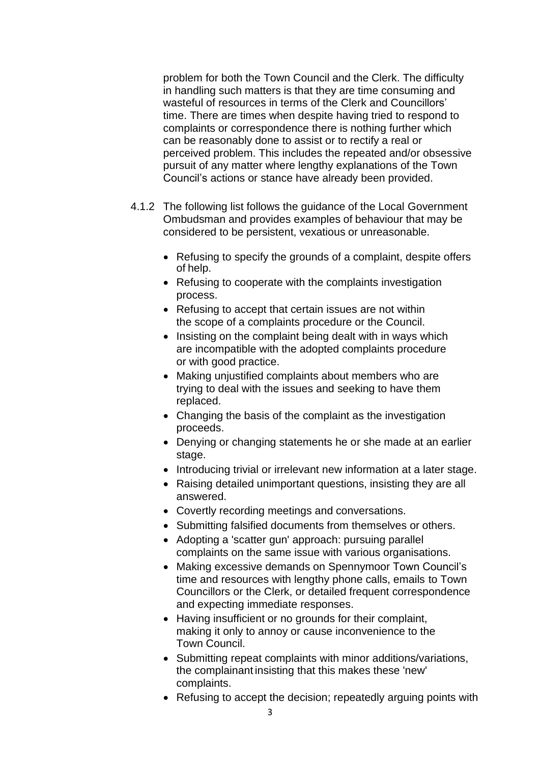problem for both the Town Council and the Clerk. The difficulty in handling such matters is that they are time consuming and wasteful of resources in terms of the Clerk and Councillors' time. There are times when despite having tried to respond to complaints or correspondence there is nothing further which can be reasonably done to assist or to rectify a real or perceived problem. This includes the repeated and/or obsessive pursuit of any matter where lengthy explanations of the Town Council's actions or stance have already been provided.

4.1.2 The following list follows the guidance of the Local Government Ombudsman and provides examples of behaviour that may be considered to be persistent, vexatious or unreasonable.

- Refusing to specify the grounds of a complaint, despite offers of help.
- Refusing to cooperate with the complaints investigation process.
- Refusing to accept that certain issues are not within the scope of a complaints procedure or the Council.
- Insisting on the complaint being dealt with in ways which are incompatible with the adopted complaints procedure or with good practice.
- Making unjustified complaints about members who are trying to deal with the issues and seeking to have them replaced.
- Changing the basis of the complaint as the investigation proceeds.
- Denying or changing statements he or she made at an earlier stage.
- Introducing trivial or irrelevant new information at a later stage.
- Raising detailed unimportant questions, insisting they are all answered.
- Covertly recording meetings and conversations.
- Submitting falsified documents from themselves or others.
- Adopting a 'scatter gun' approach: pursuing parallel complaints on the same issue with various organisations.
- Making excessive demands on Spennymoor Town Council's time and resources with lengthy phone calls, emails to Town Councillors or the Clerk, or detailed frequent correspondence and expecting immediate responses.
- Having insufficient or no grounds for their complaint, making it only to annoy or cause inconvenience to the Town Council.
- Submitting repeat complaints with minor additions/variations, the complainant insisting that this makes these 'new' complaints.
- Refusing to accept the decision; repeatedly arguing points with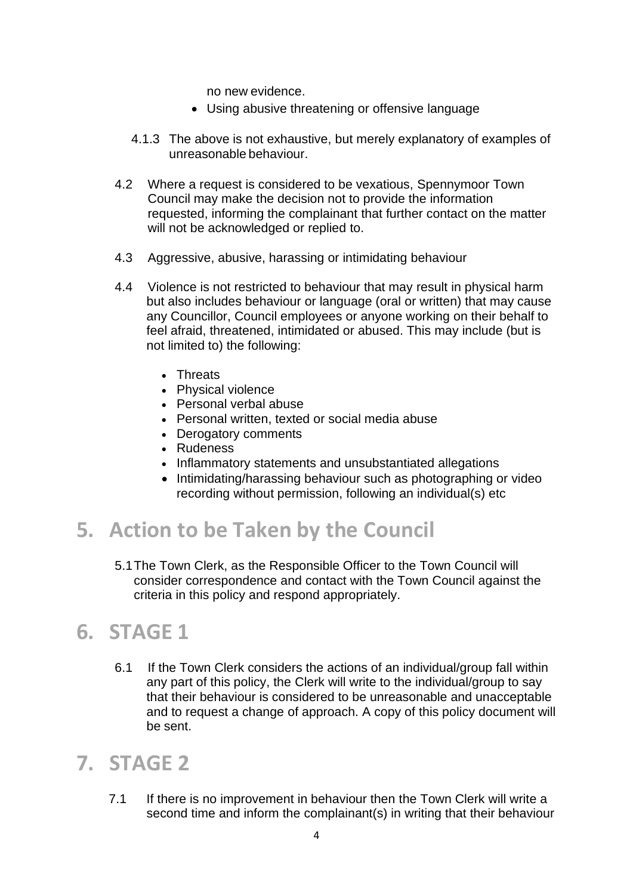no new evidence.

- Using abusive threatening or offensive language

4.1.3 The above is not exhaustive, but merely explanatory of examples of unreasonable behaviour.

4.2 Where a request is considered to be vexatious, Spennymoor Town Council may make the decision not to provide the information requested, informing the complainant that further contact on the matter will not be acknowledged or replied to.

4.3 Aggressive, abusive, harassing or intimidating behaviour

4.4 Violence is not restricted to behaviour that may result in physical harm but also includes behaviour or language (oral or written) that may cause any Councillor, Council employees or anyone working on their behalf to feel afraid, threatened, intimidated or abused. This may include (but is not limited to) the following:

- Threats
- Physical violence
- Personal verbal abuse
- Personal written, texted or social media abuse
- Derogatory comments
- Rudeness
- Inflammatory statements and unsubstantiated allegations
- Intimidating/harassing behaviour such as photographing or video recording without permission, following an individual(s) etc

# 5. Action to be Taken by the Council

5.1 The Town Clerk, as the Responsible Officer to the Town Council will consider correspondence and contact with the Town Council against the criteria in this policy and respond appropriately.

# 6. STAGE 1

6.1 If the Town Clerk considers the actions of an individual/group fall within any part of this policy, the Clerk will write to the individual/group to say that their behaviour is considered to be unreasonable and unacceptable and to request a change of approach. A copy of this policy document will be sent.

# 7. STAGE 2

7.1 If there is no improvement in behaviour then the Town Clerk will write a second time and inform the complainant(s) in writing that their behaviour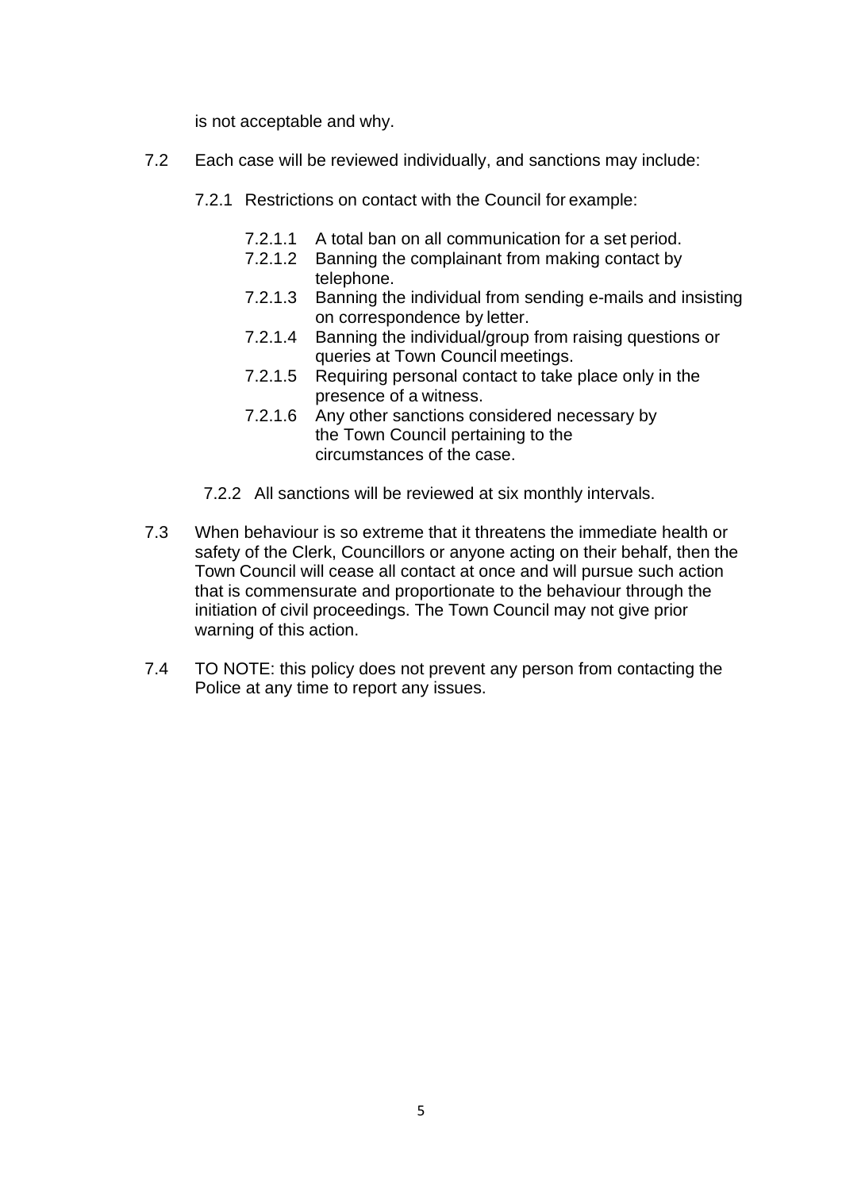is not acceptable and why.

7.2 Each case will be reviewed individually, and sanctions may include:

7.2.1 Restrictions on contact with the Council for example:

- 7.2.1.1 A total ban on all communication for a set period.
- 7.2.1.2 Banning the complainant from making contact by telephone.
- 7.2.1.3 Banning the individual from sending e-mails and insisting on correspondence by letter.
- 7.2.1.4 Banning the individual/group from raising questions or queries at Town Council meetings.
- 7.2.1.5 Requiring personal contact to take place only in the presence of a witness.
- 7.2.1.6 Any other sanctions considered necessary by the Town Council pertaining to the circumstances of the case.

7.2.2 All sanctions will be reviewed at six monthly intervals.

7.3 When behaviour is so extreme that it threatens the immediate health or safety of the Clerk, Councillors or anyone acting on their behalf, then the Town Council will cease all contact at once and will pursue such action that is commensurate and proportionate to the behaviour through the initiation of civil proceedings. The Town Council may not give prior warning of this action.

7.4 TO NOTE: this policy does not prevent any person from contacting the Police at any time to report any issues.